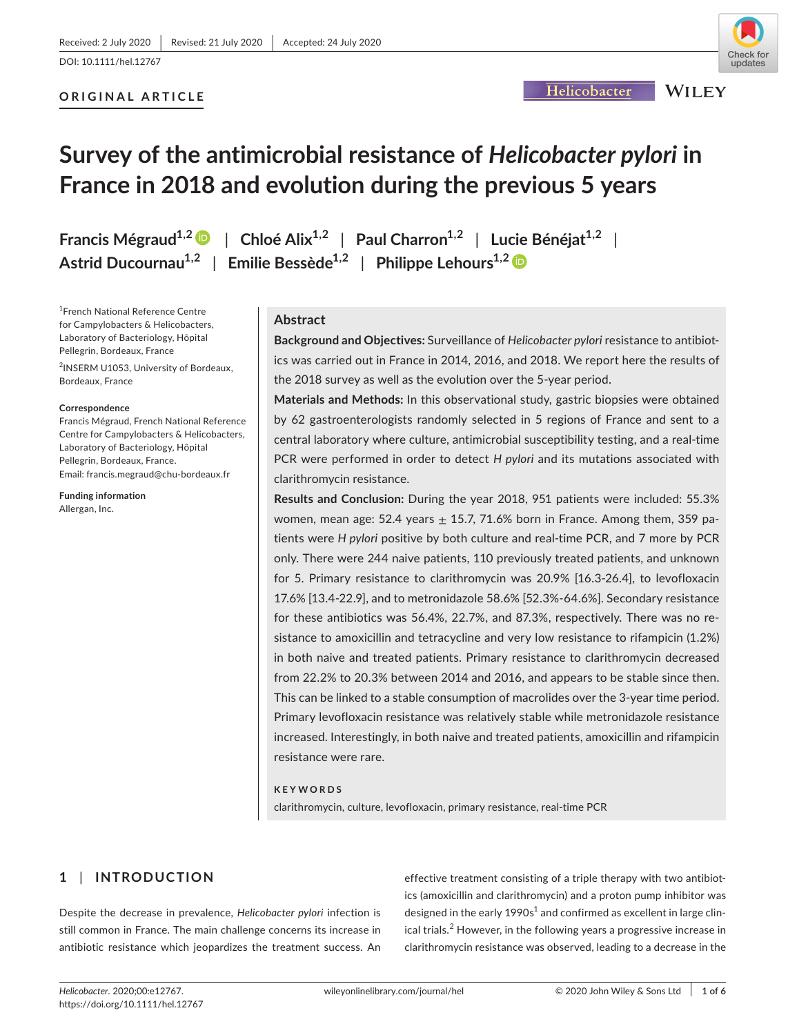Received: 2 July 2020 | Revised: 21 July 2020 | Accepted: 24 July 2020

DOI: 10.1111/hel.12767

**ORIGINAL ARTICLE**

# Survey of the antimicrobial resistance of *Helicobacter pylori* in France in 2018 and evolution during the previous 5 years

Francis Mégraud[1,2] | Chloé Alix[1,2] | Paul Charron[1,2] | Lucie Bénéjat[1,2] | Astrid Ducournau[1,2] | Emilie Bessède[1,2] | Philippe Lehours[1,2]

[1]French National Reference Centre for Campylobacters & Helicobacters, Laboratory of Bacteriology, Hôpital Pellegrin, Bordeaux, France

[2]INSERM U1053, University of Bordeaux, Bordeaux, France

**Correspondence**
Francis Mégraud, French National Reference Centre for Campylobacters & Helicobacters, Laboratory of Bacteriology, Hôpital Pellegrin, Bordeaux, France.
Email: francis.megraud@chu-bordeaux.fr

**Funding information**
Allergan, Inc.

## Abstract

**Background and Objectives:** Surveillance of *Helicobacter pylori* resistance to antibiotics was carried out in France in 2014, 2016, and 2018. We report here the results of the 2018 survey as well as the evolution over the 5-year period.

**Materials and Methods:** In this observational study, gastric biopsies were obtained by 62 gastroenterologists randomly selected in 5 regions of France and sent to a central laboratory where culture, antimicrobial susceptibility testing, and a real-time PCR were performed in order to detect *H pylori* and its mutations associated with clarithromycin resistance.

**Results and Conclusion:** During the year 2018, 951 patients were included: 55.3% women, mean age: 52.4 years ± 15.7, 71.6% born in France. Among them, 359 patients were *H pylori* positive by both culture and real-time PCR, and 7 more by PCR only. There were 244 naive patients, 110 previously treated patients, and unknown for 5. Primary resistance to clarithromycin was 20.9% [16.3-26.4], to levofloxacin 17.6% [13.4-22.9], and to metronidazole 58.6% [52.3%-64.6%]. Secondary resistance for these antibiotics was 56.4%, 22.7%, and 87.3%, respectively. There was no resistance to amoxicillin and tetracycline and very low resistance to rifampicin (1.2%) in both naive and treated patients. Primary resistance to clarithromycin decreased from 22.2% to 20.3% between 2014 and 2016, and appears to be stable since then. This can be linked to a stable consumption of macrolides over the 3-year time period. Primary levofloxacin resistance was relatively stable while metronidazole resistance increased. Interestingly, in both naive and treated patients, amoxicillin and rifampicin resistance were rare.

**KEYWORDS**

clarithromycin, culture, levofloxacin, primary resistance, real-time PCR

## 1 | INTRODUCTION

Despite the decrease in prevalence, *Helicobacter pylori* infection is still common in France. The main challenge concerns its increase in antibiotic resistance which jeopardizes the treatment success. An effective treatment consisting of a triple therapy with two antibiotics (amoxicillin and clarithromycin) and a proton pump inhibitor was designed in the early 1990s[1] and confirmed as excellent in large clinical trials.[2] However, in the following years a progressive increase in clarithromycin resistance was observed, leading to a decrease in the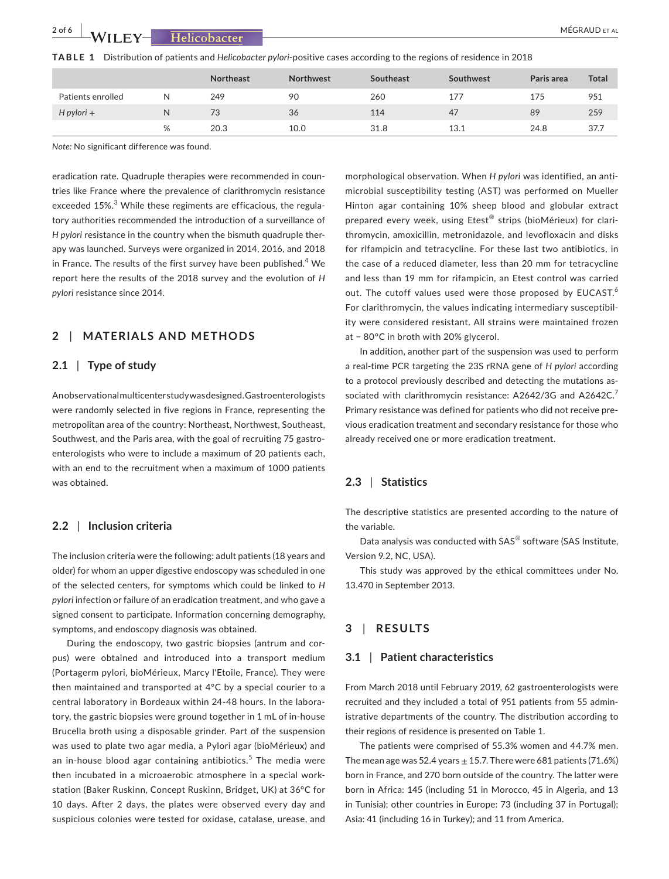**TABLE 1** Distribution of patients and *Helicobacter pylori*-positive cases according to the regions of residence in 2018

| | | Northeast | Northwest | Southeast | Southwest | Paris area | Total |
|---|---|---|---|---|---|---|---|
| Patients enrolled | N | 249 | 90 | 260 | 177 | 175 | 951 |
| *H pylori* + | N | 73 | 36 | 114 | 47 | 89 | 259 |
| | % | 20.3 | 10.0 | 31.8 | 13.1 | 24.8 | 37.7 |

*Note:* No significant difference was found.

eradication rate. Quadruple therapies were recommended in countries like France where the prevalence of clarithromycin resistance exceeded 15%.[3] While these regiments are efficacious, the regulatory authorities recommended the introduction of a surveillance of *H pylori* resistance in the country when the bismuth quadruple therapy was launched. Surveys were organized in 2014, 2016, and 2018 in France. The results of the first survey have been published.[4] We report here the results of the 2018 survey and the evolution of *H pylori* resistance since 2014.

## 2 | MATERIALS AND METHODS

### 2.1 | Type of study

An observational multicenter study was designed. Gastroenterologists were randomly selected in five regions in France, representing the metropolitan area of the country: Northeast, Northwest, Southeast, Southwest, and the Paris area, with the goal of recruiting 75 gastroenterologists who were to include a maximum of 20 patients each, with an end to the recruitment when a maximum of 1000 patients was obtained.

### 2.2 | Inclusion criteria

The inclusion criteria were the following: adult patients (18 years and older) for whom an upper digestive endoscopy was scheduled in one of the selected centers, for symptoms which could be linked to *H pylori* infection or failure of an eradication treatment, and who gave a signed consent to participate. Information concerning demography, symptoms, and endoscopy diagnosis was obtained.

During the endoscopy, two gastric biopsies (antrum and corpus) were obtained and introduced into a transport medium (Portagerm pylori, bioMérieux, Marcy l'Etoile, France). They were then maintained and transported at 4°C by a special courier to a central laboratory in Bordeaux within 24-48 hours. In the laboratory, the gastric biopsies were ground together in 1 mL of in-house Brucella broth using a disposable grinder. Part of the suspension was used to plate two agar media, a Pylori agar (bioMérieux) and an in-house blood agar containing antibiotics.[5] The media were then incubated in a microaerobic atmosphere in a special workstation (Baker Ruskinn, Concept Ruskinn, Bridget, UK) at 36°C for 10 days. After 2 days, the plates were observed every day and suspicious colonies were tested for oxidase, catalase, urease, and morphological observation. When *H pylori* was identified, an antimicrobial susceptibility testing (AST) was performed on Mueller Hinton agar containing 10% sheep blood and globular extract prepared every week, using Etest® strips (bioMérieux) for clarithromycin, amoxicillin, metronidazole, and levofloxacin and disks for rifampicin and tetracycline. For these last two antibiotics, in the case of a reduced diameter, less than 20 mm for tetracycline and less than 19 mm for rifampicin, an Etest control was carried out. The cutoff values used were those proposed by EUCAST.[6] For clarithromycin, the values indicating intermediary susceptibility were considered resistant. All strains were maintained frozen at − 80°C in broth with 20% glycerol.

In addition, another part of the suspension was used to perform a real-time PCR targeting the 23S rRNA gene of *H pylori* according to a protocol previously described and detecting the mutations associated with clarithromycin resistance: A2642/3G and A2642C.[7] Primary resistance was defined for patients who did not receive previous eradication treatment and secondary resistance for those who already received one or more eradication treatment.

### 2.3 | Statistics

The descriptive statistics are presented according to the nature of the variable.

Data analysis was conducted with SAS® software (SAS Institute, Version 9.2, NC, USA).

This study was approved by the ethical committees under No. 13.470 in September 2013.

## 3 | RESULTS

### 3.1 | Patient characteristics

From March 2018 until February 2019, 62 gastroenterologists were recruited and they included a total of 951 patients from 55 administrative departments of the country. The distribution according to their regions of residence is presented on Table 1.

The patients were comprised of 55.3% women and 44.7% men. The mean age was 52.4 years ± 15.7. There were 681 patients (71.6%) born in France, and 270 born outside of the country. The latter were born in Africa: 145 (including 51 in Morocco, 45 in Algeria, and 13 in Tunisia); other countries in Europe: 73 (including 37 in Portugal); Asia: 41 (including 16 in Turkey); and 11 from America.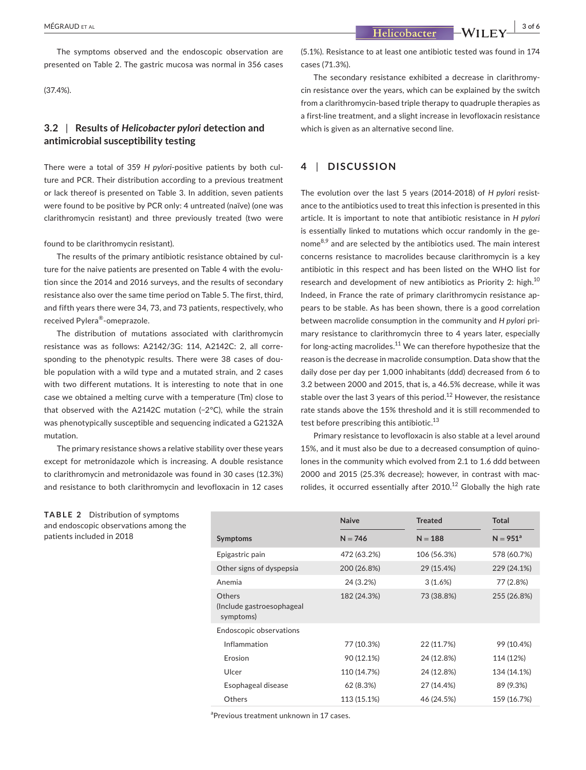The symptoms observed and the endoscopic observation are presented on Table 2. The gastric mucosa was normal in 356 cases (37.4%).

## 3.2 | Results of *Helicobacter pylori* detection and antimicrobial susceptibility testing

There were a total of 359 *H pylori*-positive patients by both culture and PCR. Their distribution according to a previous treatment or lack thereof is presented on Table 3. In addition, seven patients were found to be positive by PCR only: 4 untreated (naïve) (one was clarithromycin resistant) and three previously treated (two were found to be clarithromycin resistant).

The results of the primary antibiotic resistance obtained by culture for the naive patients are presented on Table 4 with the evolution since the 2014 and 2016 surveys, and the results of secondary resistance also over the same time period on Table 5. The first, third, and fifth years there were 34, 73, and 73 patients, respectively, who received Pylera®-omeprazole.

The distribution of mutations associated with clarithromycin resistance was as follows: A2142/3G: 114, A2142C: 2, all corresponding to the phenotypic results. There were 38 cases of double population with a wild type and a mutated strain, and 2 cases with two different mutations. It is interesting to note that in one case we obtained a melting curve with a temperature (Tm) close to that observed with the A2142C mutation (−2°C), while the strain was phenotypically susceptible and sequencing indicated a G2132A mutation.

The primary resistance shows a relative stability over these years except for metronidazole which is increasing. A double resistance to clarithromycin and metronidazole was found in 30 cases (12.3%) and resistance to both clarithromycin and levofloxacin in 12 cases (5.1%). Resistance to at least one antibiotic tested was found in 174 cases (71.3%).

The secondary resistance exhibited a decrease in clarithromycin resistance over the years, which can be explained by the switch from a clarithromycin-based triple therapy to quadruple therapies as a first-line treatment, and a slight increase in levofloxacin resistance which is given as an alternative second line.

# 4 | DISCUSSION

The evolution over the last 5 years (2014-2018) of *H pylori* resistance to the antibiotics used to treat this infection is presented in this article. It is important to note that antibiotic resistance in *H pylori* is essentially linked to mutations which occur randomly in the genome[8,9] and are selected by the antibiotics used. The main interest concerns resistance to macrolides because clarithromycin is a key antibiotic in this respect and has been listed on the WHO list for research and development of new antibiotics as Priority 2: high.[10] Indeed, in France the rate of primary clarithromycin resistance appears to be stable. As has been shown, there is a good correlation between macrolide consumption in the community and *H pylori* primary resistance to clarithromycin three to 4 years later, especially for long-acting macrolides.[11] We can therefore hypothesize that the reason is the decrease in macrolide consumption. Data show that the daily dose per day per 1,000 inhabitants (ddd) decreased from 6 to 3.2 between 2000 and 2015, that is, a 46.5% decrease, while it was stable over the last 3 years of this period.[12] However, the resistance rate stands above the 15% threshold and it is still recommended to test before prescribing this antibiotic.[13]

Primary resistance to levofloxacin is also stable at a level around 15%, and it must also be due to a decreased consumption of quinolones in the community which evolved from 2.1 to 1.6 ddd between 2000 and 2015 (25.3% decrease); however, in contrast with macrolides, it occurred essentially after 2010.[12] Globally the high rate

**TABLE 2** Distribution of symptoms and endoscopic observations among the patients included in 2018

| | Naive | Treated | Total |
|---|---|---|---|
| Symptoms | N = 746 | N = 188 | N = 951[a] |
| Epigastric pain | 472 (63.2%) | 106 (56.3%) | 578 (60.7%) |
| Other signs of dyspepsia | 200 (26.8%) | 29 (15.4%) | 229 (24.1%) |
| Anemia | 24 (3.2%) | 3 (1.6%) | 77 (2.8%) |
| Others (Include gastroesophageal symptoms) | 182 (24.3%) | 73 (38.8%) | 255 (26.8%) |
| Endoscopic observations | | | |
| Inflammation | 77 (10.3%) | 22 (11.7%) | 99 (10.4%) |
| Erosion | 90 (12.1%) | 24 (12.8%) | 114 (12%) |
| Ulcer | 110 (14.7%) | 24 (12.8%) | 134 (14.1%) |
| Esophageal disease | 62 (8.3%) | 27 (14.4%) | 89 (9.3%) |
| Others | 113 (15.1%) | 46 (24.5%) | 159 (16.7%) |

[a]Previous treatment unknown in 17 cases.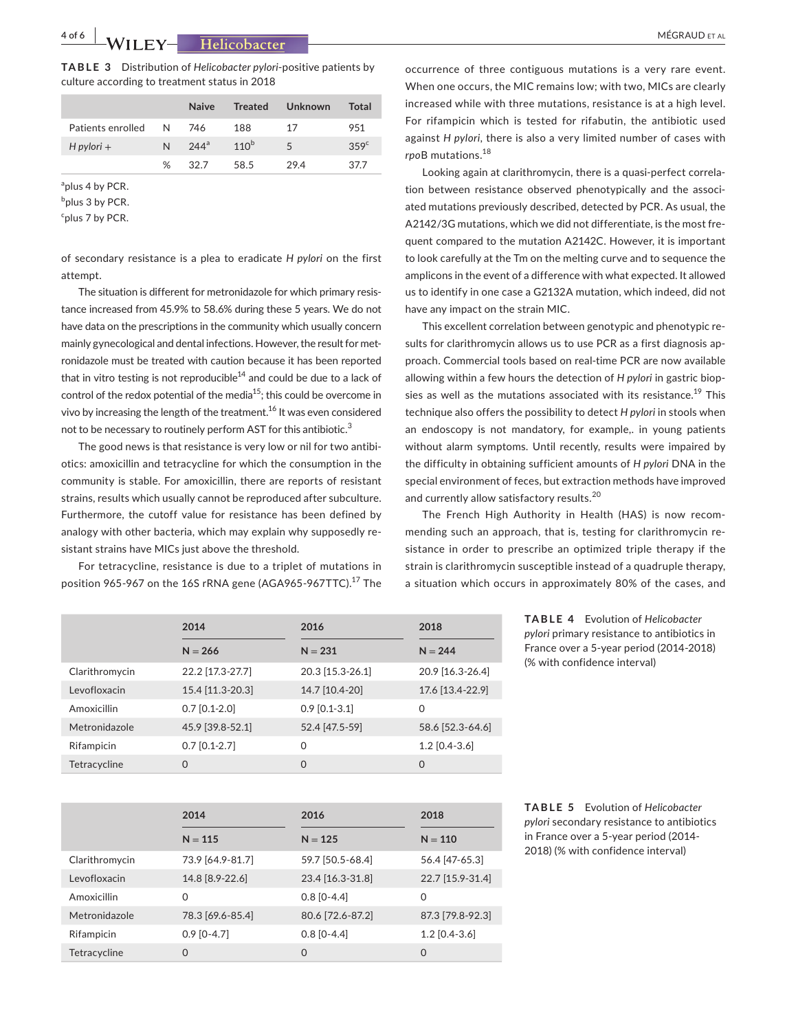**TABLE 3** Distribution of *Helicobacter pylori*-positive patients by culture according to treatment status in 2018

| | | Naive | Treated | Unknown | Total |
|---|---|---|---|---|---|
| Patients enrolled | N | 746 | 188 | 17 | 951 |
| *H pylori* + | N | 244[a] | 110[b] | 5 | 359[c] |
| | % | 32.7 | 58.5 | 29.4 | 37.7 |

[a]plus 4 by PCR.
[b]plus 3 by PCR.
[c]plus 7 by PCR.

of secondary resistance is a plea to eradicate *H pylori* on the first attempt.

The situation is different for metronidazole for which primary resistance increased from 45.9% to 58.6% during these 5 years. We do not have data on the prescriptions in the community which usually concern mainly gynecological and dental infections. However, the result for metronidazole must be treated with caution because it has been reported that in vitro testing is not reproducible[14] and could be due to a lack of control of the redox potential of the media[15]; this could be overcome in vivo by increasing the length of the treatment.[16] It was even considered not to be necessary to routinely perform AST for this antibiotic.[3]

The good news is that resistance is very low or nil for two antibiotics: amoxicillin and tetracycline for which the consumption in the community is stable. For amoxicillin, there are reports of resistant strains, results which usually cannot be reproduced after subculture. Furthermore, the cutoff value for resistance has been defined by analogy with other bacteria, which may explain why supposedly resistant strains have MICs just above the threshold.

For tetracycline, resistance is due to a triplet of mutations in position 965-967 on the 16S rRNA gene (AGA965-967TTC).[17] The occurrence of three contiguous mutations is a very rare event. When one occurs, the MIC remains low; with two, MICs are clearly increased while with three mutations, resistance is at a high level. For rifampicin which is tested for rifabutin, the antibiotic used against *H pylori*, there is also a very limited number of cases with *rpo*B mutations.[18]

Looking again at clarithromycin, there is a quasi-perfect correlation between resistance observed phenotypically and the associated mutations previously described, detected by PCR. As usual, the A2142/3G mutations, which we did not differentiate, is the most frequent compared to the mutation A2142C. However, it is important to look carefully at the Tm on the melting curve and to sequence the amplicons in the event of a difference with what expected. It allowed us to identify in one case a G2132A mutation, which indeed, did not have any impact on the strain MIC.

This excellent correlation between genotypic and phenotypic results for clarithromycin allows us to use PCR as a first diagnosis approach. Commercial tools based on real-time PCR are now available allowing within a few hours the detection of *H pylori* in gastric biopsies as well as the mutations associated with its resistance.[19] This technique also offers the possibility to detect *H pylori* in stools when an endoscopy is not mandatory, for example,. in young patients without alarm symptoms. Until recently, results were impaired by the difficulty in obtaining sufficient amounts of *H pylori* DNA in the special environment of feces, but extraction methods have improved and currently allow satisfactory results.[20]

The French High Authority in Health (HAS) is now recommending such an approach, that is, testing for clarithromycin resistance in order to prescribe an optimized triple therapy if the strain is clarithromycin susceptible instead of a quadruple therapy, a situation which occurs in approximately 80% of the cases, and

**TABLE 4** Evolution of *Helicobacter pylori* primary resistance to antibiotics in France over a 5-year period (2014-2018) (% with confidence interval)

| | 2014 | 2016 | 2018 |
|---|---|---|---|
| | N = 266 | N = 231 | N = 244 |
| Clarithromycin | 22.2 [17.3-27.7] | 20.3 [15.3-26.1] | 20.9 [16.3-26.4] |
| Levofloxacin | 15.4 [11.3-20.3] | 14.7 [10.4-20] | 17.6 [13.4-22.9] |
| Amoxicillin | 0.7 [0.1-2.0] | 0.9 [0.1-3.1] | 0 |
| Metronidazole | 45.9 [39.8-52.1] | 52.4 [47.5-59] | 58.6 [52.3-64.6] |
| Rifampicin | 0.7 [0.1-2.7] | 0 | 1.2 [0.4-3.6] |
| Tetracycline | 0 | 0 | 0 |

**TABLE 5** Evolution of *Helicobacter pylori* secondary resistance to antibiotics in France over a 5-year period (2014-2018) (% with confidence interval)

| | 2014 | 2016 | 2018 |
|---|---|---|---|
| | N = 115 | N = 125 | N = 110 |
| Clarithromycin | 73.9 [64.9-81.7] | 59.7 [50.5-68.4] | 56.4 [47-65.3] |
| Levofloxacin | 14.8 [8.9-22.6] | 23.4 [16.3-31.8] | 22.7 [15.9-31.4] |
| Amoxicillin | 0 | 0.8 [0-4.4] | 0 |
| Metronidazole | 78.3 [69.6-85.4] | 80.6 [72.6-87.2] | 87.3 [79.8-92.3] |
| Rifampicin | 0.9 [0-4.7] | 0.8 [0-4.4] | 1.2 [0.4-3.6] |
| Tetracycline | 0 | 0 | 0 |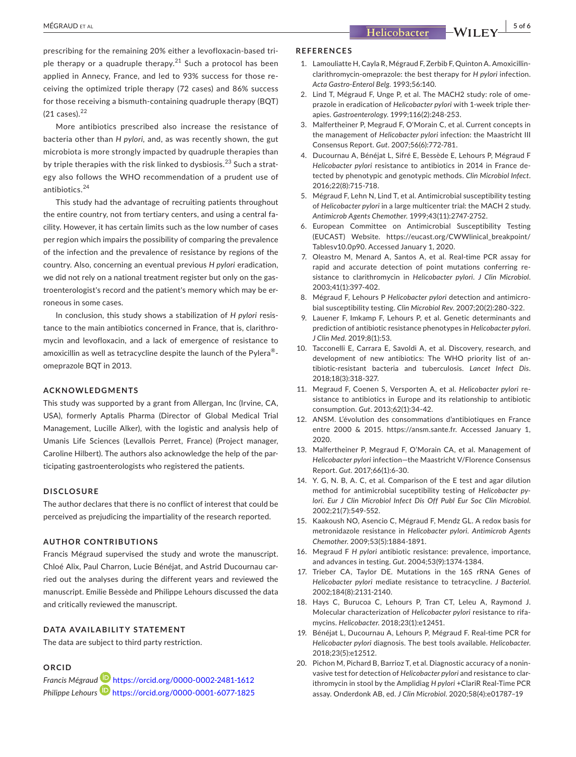prescribing for the remaining 20% either a levofloxacin-based triple therapy or a quadruple therapy.[21] Such a protocol has been applied in Annecy, France, and led to 93% success for those receiving the optimized triple therapy (72 cases) and 86% success for those receiving a bismuth-containing quadruple therapy (BQT) (21 cases).[22]

More antibiotics prescribed also increase the resistance of bacteria other than *H pylori*, and, as was recently shown, the gut microbiota is more strongly impacted by quadruple therapies than by triple therapies with the risk linked to dysbiosis.[23] Such a strategy also follows the WHO recommendation of a prudent use of antibiotics.[24]

This study had the advantage of recruiting patients throughout the entire country, not from tertiary centers, and using a central facility. However, it has certain limits such as the low number of cases per region which impairs the possibility of comparing the prevalence of the infection and the prevalence of resistance by regions of the country. Also, concerning an eventual previous *H pylori* eradication, we did not rely on a national treatment register but only on the gastroenterologist's record and the patient's memory which may be erroneous in some cases.

In conclusion, this study shows a stabilization of *H pylori* resistance to the main antibiotics concerned in France, clarithromycin and levofloxacin, and a lack of emergence of resistance to amoxicillin as well as tetracycline despite the launch of the Pylera®-omeprazole BQT in 2013.

## ACKNOWLEDGMENTS

This study was supported by a grant from Allergan, Inc (Irvine, CA, USA), formerly Aptalis Pharma (Director of Global Medical Trial Management, Lucille Alker), with the logistic and analysis help of Umanis Life Sciences (Levallois Perret, France) (Project manager, Caroline Hilbert). The authors also acknowledge the help of the participating gastroenterologists who registered the patients.

## DISCLOSURE

The author declares that there is no conflict of interest that could be perceived as prejudicing the impartiality of the research reported.

## AUTHOR CONTRIBUTIONS

Francis Mégraud supervised the study and wrote the manuscript. Chloé Alix, Paul Charron, Lucie Bénéjat, and Astrid Ducournau carried out the analyses during the different years and reviewed the manuscript. Emilie Bessède and Philippe Lehours discussed the data and critically reviewed the manuscript.

## DATA AVAILABILITY STATEMENT

The data are subject to third party restriction.

## ORCID

*Francis Mégraud* https://orcid.org/0000-0002-2481-1612
*Philippe Lehours* https://orcid.org/0000-0001-6077-1825

## REFERENCES

1. Lamouliatte H, Cayla R, Mégraud F, Zerbib F, Quinton A. Amoxicillin-clarithromycin-omeprazole: the best therapy for *H pylori* infection. *Acta Gastro-Enterol Belg*. 1993;56:140.
2. Lind T, Mégraud F, Unge P, et al. The MACH2 study: role of omeprazole in eradication of *Helicobacter pylori* with 1-week triple therapies. *Gastroenterology*. 1999;116(2):248-253.
3. Malfertheiner P, Megraud F, O'Morain C, et al. Current concepts in the management of *Helicobacter pylori* infection: the Maastricht III Consensus Report. *Gut*. 2007;56(6):772-781.
4. Ducournau A, Bénéjat L, Sifré E, Bessède E, Lehours P, Mégraud F *Helicobacter pylori* resistance to antibiotics in 2014 in France detected by phenotypic and genotypic methods. *Clin Microbiol Infect*. 2016;22(8):715-718.
5. Mégraud F, Lehn N, Lind T, et al. Antimicrobial susceptibility testing of *Helicobacter pylori* in a large multicenter trial: the MACH 2 study. *Antimicrob Agents Chemother*. 1999;43(11):2747-2752.
6. European Committee on Antimicrobial Susceptibility Testing (EUCAST) Website. https://eucast.org/CWWlinical_breakpoint/Tablesv10.0p90. Accessed January 1, 2020.
7. Oleastro M, Menard A, Santos A, et al. Real-time PCR assay for rapid and accurate detection of point mutations conferring resistance to clarithromycin in *Helicobacter pylori*. *J Clin Microbiol*. 2003;41(1):397-402.
8. Mégraud F, Lehours P *Helicobacter pylori* detection and antimicrobial susceptibility testing. *Clin Microbiol Rev*. 2007;20(2):280-322.
9. Lauener F, Imkamp F, Lehours P, et al. Genetic determinants and prediction of antibiotic resistance phenotypes in *Helicobacter pylori*. *J Clin Med*. 2019;8(1):53.
10. Tacconelli E, Carrara E, Savoldi A, et al. Discovery, research, and development of new antibiotics: The WHO priority list of antibiotic-resistant bacteria and tuberculosis. *Lancet Infect Dis*. 2018;18(3):318-327.
11. Megraud F, Coenen S, Versporten A, et al. *Helicobacter pylori* resistance to antibiotics in Europe and its relationship to antibiotic consumption. *Gut*. 2013;62(1):34-42.
12. ANSM. L'évolution des consommations d'antibiotiques en France entre 2000 & 2015. https://ansm.sante.fr. Accessed January 1, 2020.
13. Malfertheiner P, Megraud F, O'Morain CA, et al. Management of *Helicobacter pylori* infection—the Maastricht V/Florence Consensus Report. *Gut*. 2017;66(1):6-30.
14. Y. G, N. B, A. C, et al. Comparison of the E test and agar dilution method for antimicrobial suceptibility testing of *Helicobacter pylori*. *Eur J Clin Microbiol Infect Dis Off Publ Eur Soc Clin Microbiol*. 2002;21(7):549-552.
15. Kaakoush NO, Asencio C, Mégraud F, Mendz GL. A redox basis for metronidazole resistance in *Helicobacter pylori*. *Antimicrob Agents Chemother*. 2009;53(5):1884-1891.
16. Megraud F *H pylori* antibiotic resistance: prevalence, importance, and advances in testing. *Gut*. 2004;53(9):1374-1384.
17. Trieber CA, Taylor DE. Mutations in the 16S rRNA Genes of *Helicobacter pylori* mediate resistance to tetracycline. *J Bacteriol*. 2002;184(8):2131-2140.
18. Hays C, Burucoa C, Lehours P, Tran CT, Leleu A, Raymond J. Molecular characterization of *Helicobacter pylori* resistance to rifamycins. *Helicobacter*. 2018;23(1):e12451.
19. Bénéjat L, Ducournau A, Lehours P, Mégraud F. Real-time PCR for *Helicobacter pylori* diagnosis. The best tools available. *Helicobacter*. 2018;23(5):e12512.
20. Pichon M, Pichard B, Barrioz T, et al. Diagnostic accuracy of a noninvasive test for detection of *Helicobacter pylori* and resistance to clarithromycin in stool by the Amplidiag *H pylori* +ClariR Real-Time PCR assay. Onderdonk AB, ed. *J Clin Microbiol*. 2020;58(4):e01787–19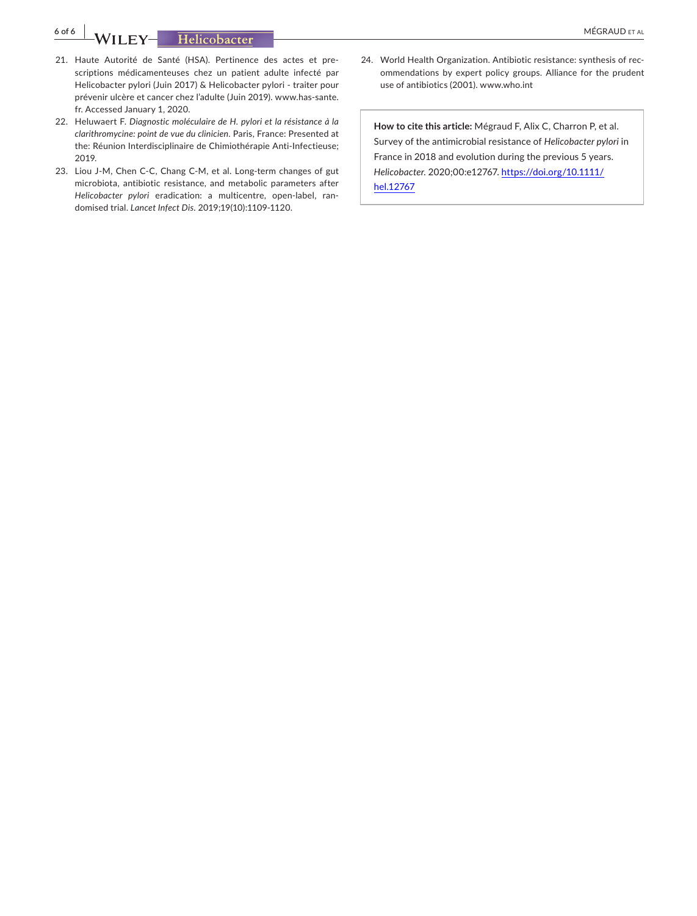21. Haute Autorité de Santé (HSA). Pertinence des actes et prescriptions médicamenteuses chez un patient adulte infecté par Helicobacter pylori (Juin 2017) & Helicobacter pylori - traiter pour prévenir ulcère et cancer chez l'adulte (Juin 2019). www.has-sante.fr. Accessed January 1, 2020.
22. Heluwaert F. *Diagnostic moléculaire de H. pylori et la résistance à la clarithromycine: point de vue du clinicien*. Paris, France: Presented at the: Réunion Interdisciplinaire de Chimiothérapie Anti-Infectieuse; 2019.
23. Liou J-M, Chen C-C, Chang C-M, et al. Long-term changes of gut microbiota, antibiotic resistance, and metabolic parameters after *Helicobacter pylori* eradication: a multicentre, open-label, randomised trial. *Lancet Infect Dis*. 2019;19(10):1109-1120.
24. World Health Organization. Antibiotic resistance: synthesis of recommendations by expert policy groups. Alliance for the prudent use of antibiotics (2001). www.who.int

**How to cite this article:** Mégraud F, Alix C, Charron P, et al. Survey of the antimicrobial resistance of *Helicobacter pylori* in France in 2018 and evolution during the previous 5 years. *Helicobacter*. 2020;00:e12767. https://doi.org/10.1111/hel.12767